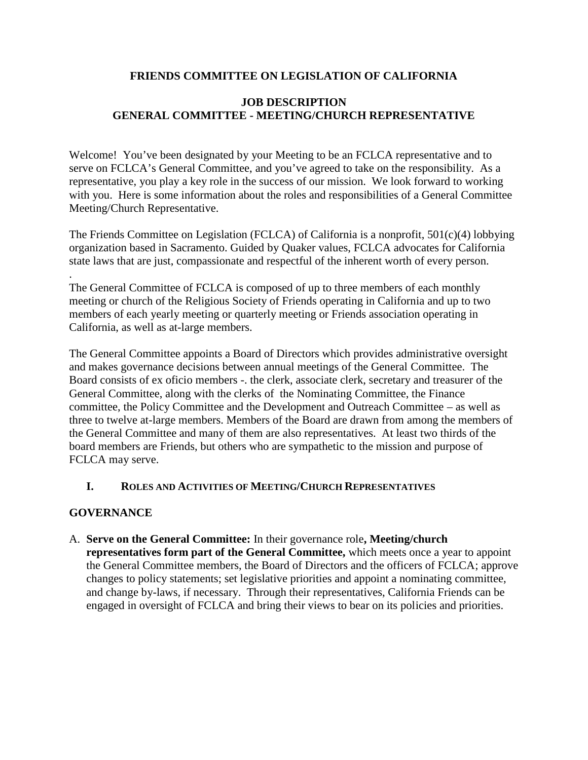**FRIENDS COMMITTEE ON LEGISLATION OF CALIFORNIA**

**JOB DESCRIPTION**
**GENERAL COMMITTEE - MEETING/CHURCH REPRESENTATIVE**

Welcome! You've been designated by your Meeting to be an FCLCA representative and to serve on FCLCA's General Committee, and you've agreed to take on the responsibility. As a representative, you play a key role in the success of our mission. We look forward to working with you. Here is some information about the roles and responsibilities of a General Committee Meeting/Church Representative.

The Friends Committee on Legislation (FCLCA) of California is a nonprofit, 501(c)(4) lobbying organization based in Sacramento. Guided by Quaker values, FCLCA advocates for California state laws that are just, compassionate and respectful of the inherent worth of every person.
.
The General Committee of FCLCA is composed of up to three members of each monthly meeting or church of the Religious Society of Friends operating in California and up to two members of each yearly meeting or quarterly meeting or Friends association operating in California, as well as at-large members.

The General Committee appoints a Board of Directors which provides administrative oversight and makes governance decisions between annual meetings of the General Committee. The Board consists of ex oficio members -. the clerk, associate clerk, secretary and treasurer of the General Committee, along with the clerks of the Nominating Committee, the Finance committee, the Policy Committee and the Development and Outreach Committee – as well as three to twelve at-large members. Members of the Board are drawn from among the members of the General Committee and many of them are also representatives. At least two thirds of the board members are Friends, but others who are sympathetic to the mission and purpose of FCLCA may serve.

## I. ROLES AND ACTIVITIES OF MEETING/CHURCH REPRESENTATIVES

### GOVERNANCE

A. **Serve on the General Committee:** In their governance role**, Meeting/church representatives form part of the General Committee,** which meets once a year to appoint the General Committee members, the Board of Directors and the officers of FCLCA; approve changes to policy statements; set legislative priorities and appoint a nominating committee, and change by-laws, if necessary. Through their representatives, California Friends can be engaged in oversight of FCLCA and bring their views to bear on its policies and priorities.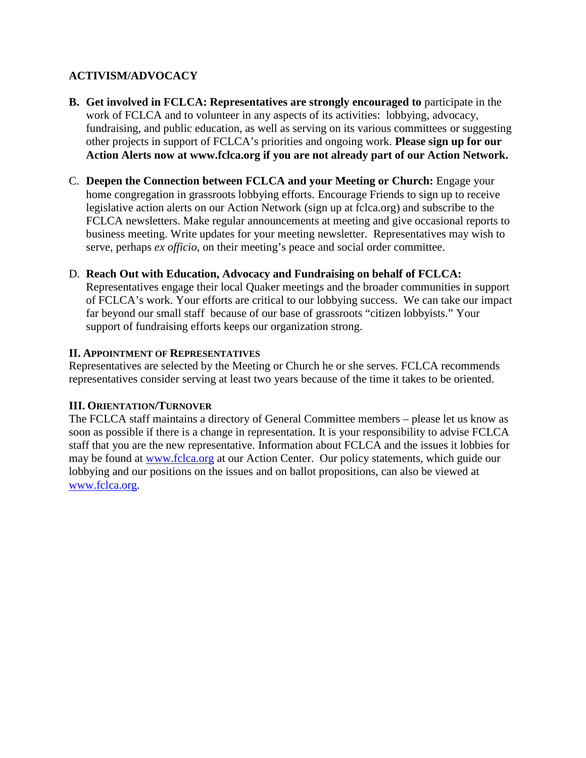## ACTIVISM/ADVOCACY

B. **Get involved in FCLCA: Representatives are strongly encouraged to** participate in the work of FCLCA and to volunteer in any aspects of its activities: lobbying, advocacy, fundraising, and public education, as well as serving on its various committees or suggesting other projects in support of FCLCA's priorities and ongoing work. **Please sign up for our Action Alerts now at www.fclca.org if you are not already part of our Action Network.**

C. **Deepen the Connection between FCLCA and your Meeting or Church:** Engage your home congregation in grassroots lobbying efforts. Encourage Friends to sign up to receive legislative action alerts on our Action Network (sign up at fclca.org) and subscribe to the FCLCA newsletters. Make regular announcements at meeting and give occasional reports to business meeting. Write updates for your meeting newsletter. Representatives may wish to serve, perhaps *ex officio*, on their meeting's peace and social order committee.

D. **Reach Out with Education, Advocacy and Fundraising on behalf of FCLCA:** Representatives engage their local Quaker meetings and the broader communities in support of FCLCA's work. Your efforts are critical to our lobbying success. We can take our impact far beyond our small staff because of our base of grassroots "citizen lobbyists." Your support of fundraising efforts keeps our organization strong.

### II. Appointment of Representatives

Representatives are selected by the Meeting or Church he or she serves. FCLCA recommends representatives consider serving at least two years because of the time it takes to be oriented.

### III. Orientation/Turnover

The FCLCA staff maintains a directory of General Committee members – please let us know as soon as possible if there is a change in representation. It is your responsibility to advise FCLCA staff that you are the new representative. Information about FCLCA and the issues it lobbies for may be found at www.fclca.org at our Action Center. Our policy statements, which guide our lobbying and our positions on the issues and on ballot propositions, can also be viewed at www.fclca.org.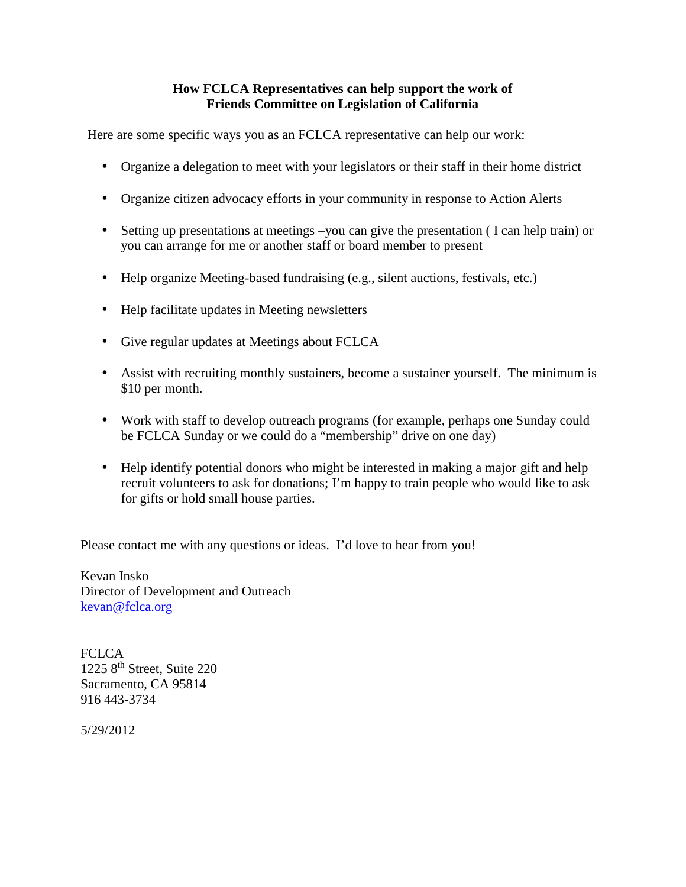**How FCLCA Representatives can help support the work of Friends Committee on Legislation of California**

Here are some specific ways you as an FCLCA representative can help our work:

- Organize a delegation to meet with your legislators or their staff in their home district
- Organize citizen advocacy efforts in your community in response to Action Alerts
- Setting up presentations at meetings –you can give the presentation ( I can help train) or you can arrange for me or another staff or board member to present
- Help organize Meeting-based fundraising (e.g., silent auctions, festivals, etc.)
- Help facilitate updates in Meeting newsletters
- Give regular updates at Meetings about FCLCA
- Assist with recruiting monthly sustainers, become a sustainer yourself. The minimum is $10 per month.
- Work with staff to develop outreach programs (for example, perhaps one Sunday could be FCLCA Sunday or we could do a "membership" drive on one day)
- Help identify potential donors who might be interested in making a major gift and help recruit volunteers to ask for donations; I'm happy to train people who would like to ask for gifts or hold small house parties.

Please contact me with any questions or ideas. I'd love to hear from you!

Kevan Insko
Director of Development and Outreach
kevan@fclca.org

FCLCA
1225 8th Street, Suite 220
Sacramento, CA 95814
916 443-3734

5/29/2012